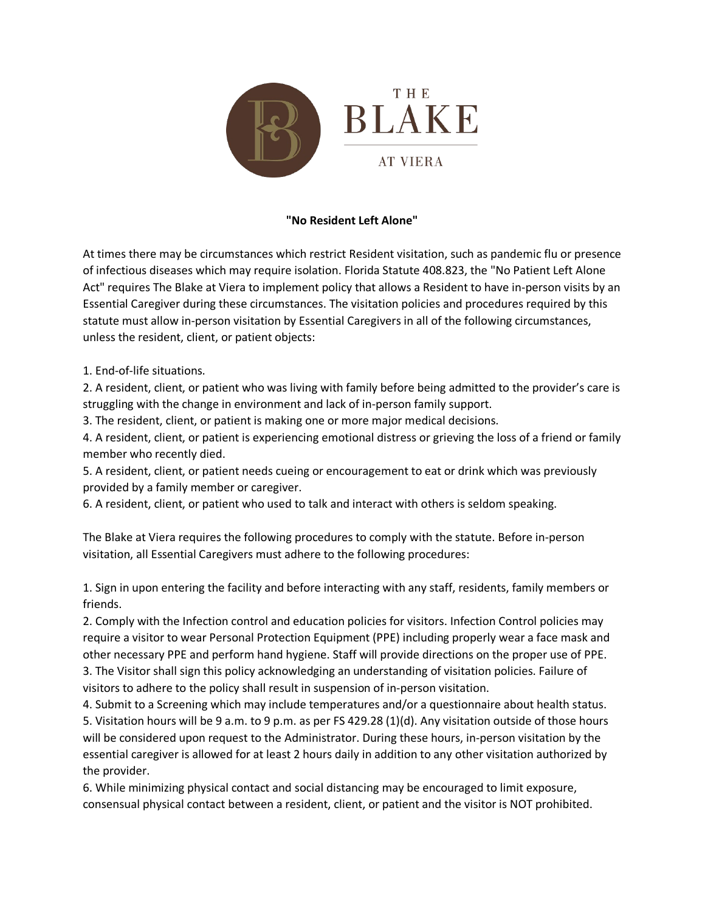# THE BLAKE AT VIERA

**"No Resident Left Alone"**

At times there may be circumstances which restrict Resident visitation, such as pandemic flu or presence of infectious diseases which may require isolation. Florida Statute 408.823, the "No Patient Left Alone Act" requires The Blake at Viera to implement policy that allows a Resident to have in-person visits by an Essential Caregiver during these circumstances. The visitation policies and procedures required by this statute must allow in-person visitation by Essential Caregivers in all of the following circumstances, unless the resident, client, or patient objects:

1. End-of-life situations.
2. A resident, client, or patient who was living with family before being admitted to the provider's care is struggling with the change in environment and lack of in-person family support.
3. The resident, client, or patient is making one or more major medical decisions.
4. A resident, client, or patient is experiencing emotional distress or grieving the loss of a friend or family member who recently died.
5. A resident, client, or patient needs cueing or encouragement to eat or drink which was previously provided by a family member or caregiver.
6. A resident, client, or patient who used to talk and interact with others is seldom speaking.

The Blake at Viera requires the following procedures to comply with the statute. Before in-person visitation, all Essential Caregivers must adhere to the following procedures:

1. Sign in upon entering the facility and before interacting with any staff, residents, family members or friends.
2. Comply with the Infection control and education policies for visitors. Infection Control policies may require a visitor to wear Personal Protection Equipment (PPE) including properly wear a face mask and other necessary PPE and perform hand hygiene. Staff will provide directions on the proper use of PPE.
3. The Visitor shall sign this policy acknowledging an understanding of visitation policies. Failure of visitors to adhere to the policy shall result in suspension of in-person visitation.
4. Submit to a Screening which may include temperatures and/or a questionnaire about health status.
5. Visitation hours will be 9 a.m. to 9 p.m. as per FS 429.28 (1)(d). Any visitation outside of those hours will be considered upon request to the Administrator. During these hours, in-person visitation by the essential caregiver is allowed for at least 2 hours daily in addition to any other visitation authorized by the provider.
6. While minimizing physical contact and social distancing may be encouraged to limit exposure, consensual physical contact between a resident, client, or patient and the visitor is NOT prohibited.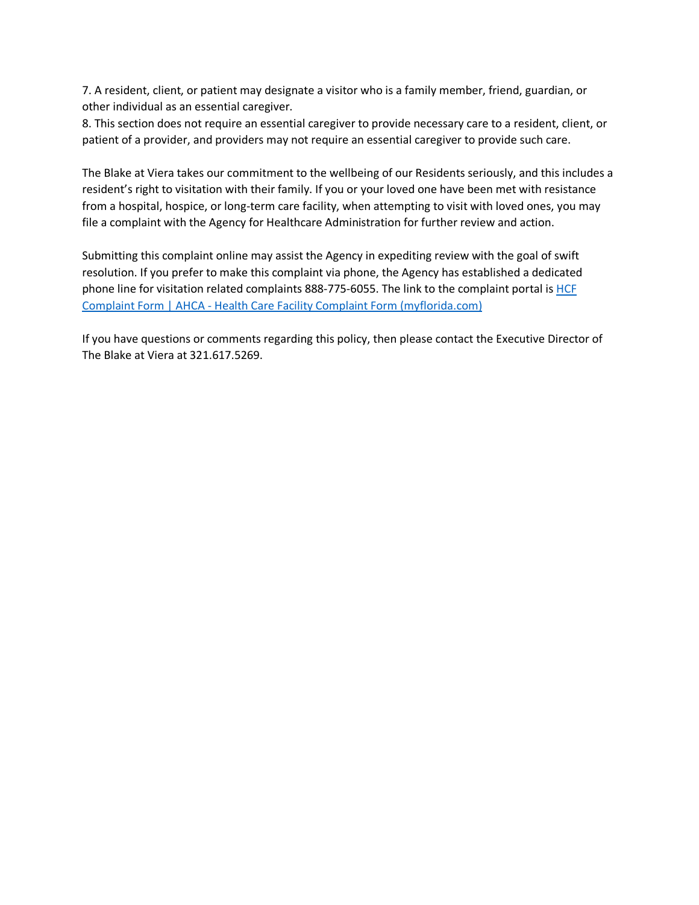7. A resident, client, or patient may designate a visitor who is a family member, friend, guardian, or other individual as an essential caregiver.
8. This section does not require an essential caregiver to provide necessary care to a resident, client, or patient of a provider, and providers may not require an essential caregiver to provide such care.

The Blake at Viera takes our commitment to the wellbeing of our Residents seriously, and this includes a resident's right to visitation with their family. If you or your loved one have been met with resistance from a hospital, hospice, or long-term care facility, when attempting to visit with loved ones, you may file a complaint with the Agency for Healthcare Administration for further review and action.

Submitting this complaint online may assist the Agency in expediting review with the goal of swift resolution. If you prefer to make this complaint via phone, the Agency has established a dedicated phone line for visitation related complaints 888-775-6055. The link to the complaint portal is HCF Complaint Form | AHCA - Health Care Facility Complaint Form (myflorida.com)

If you have questions or comments regarding this policy, then please contact the Executive Director of The Blake at Viera at 321.617.5269.